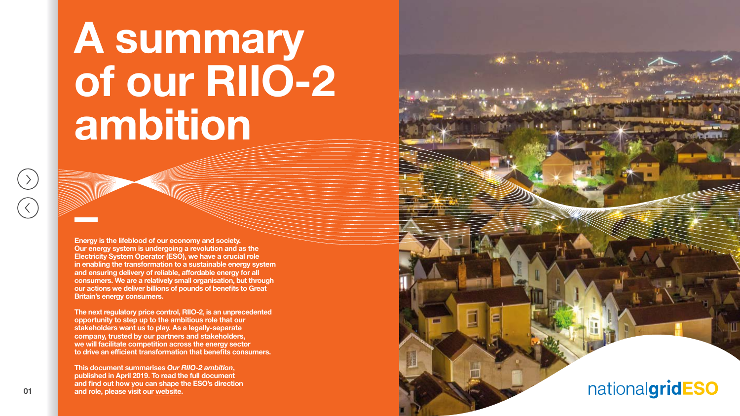# A summary of our RIIO-2 ambition

**Energy is the lifeblood of our economy and society. Our energy system is undergoing a revolution and as the Electricity System Operator (ESO), we have a crucial role in enabling the transformation to a sustainable energy system and ensuring delivery of reliable, affordable energy for all consumers. We are a relatively small organisation, but through our actions we deliver billions of pounds of benefits to Great Britain's energy consumers.**

**The next regulatory price control, RIIO-2, is an unprecedented opportunity to step up to the ambitious role that our stakeholders want us to play. As a legally-separate company, trusted by our partners and stakeholders, we will facilitate competition across the energy sector to drive an efficient transformation that benefits consumers.**

**This document summarises *Our RIIO-2 ambition*, published in April 2019. To read the full document and find out how you can shape the ESO's direction and role, please visit our website.**

nationalgridESO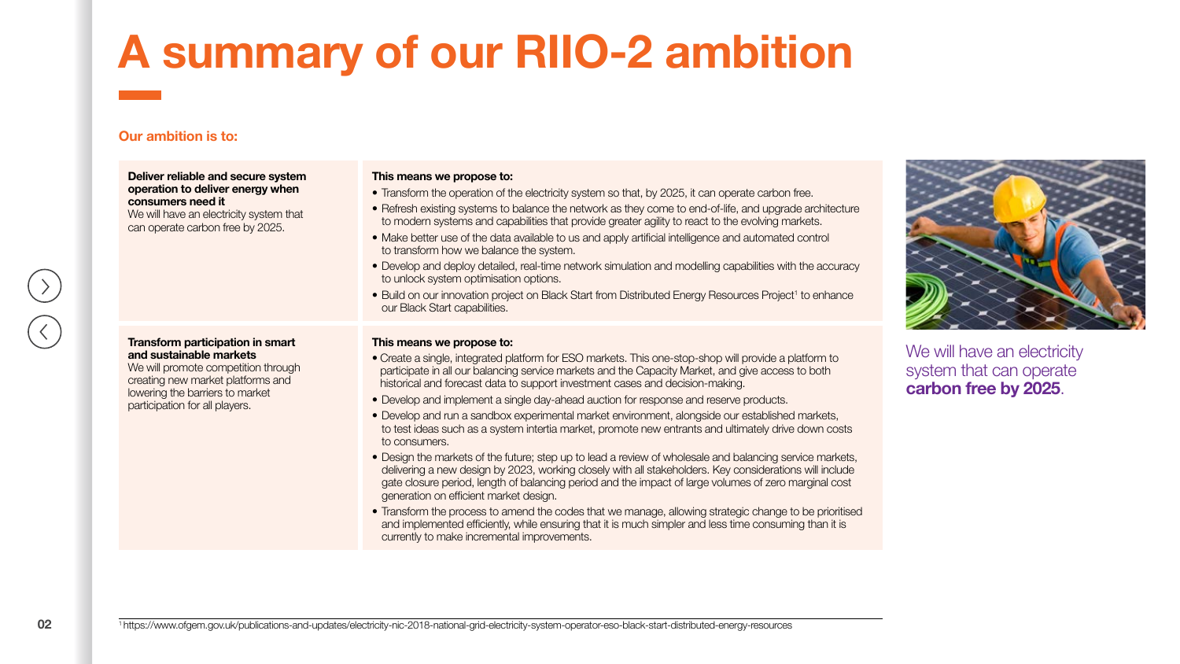# A summary of our RIIO-2 ambition

**Our ambition is to:**

| | |
|---|---|
| **Deliver reliable and secure system operation to deliver energy when consumers need it**<br>We will have an electricity system that can operate carbon free by 2025. | **This means we propose to:**<br>• Transform the operation of the electricity system so that, by 2025, it can operate carbon free.<br>• Refresh existing systems to balance the network as they come to end-of-life, and upgrade architecture to modern systems and capabilities that provide greater agility to react to the evolving markets.<br>• Make better use of the data available to us and apply artificial intelligence and automated control to transform how we balance the system.<br>• Develop and deploy detailed, real-time network simulation and modelling capabilities with the accuracy to unlock system optimisation options.<br>• Build on our innovation project on Black Start from Distributed Energy Resources Project[1] to enhance our Black Start capabilities. |
| **Transform participation in smart and sustainable markets**<br>We will promote competition through creating new market platforms and lowering the barriers to market participation for all players. | **This means we propose to:**<br>• Create a single, integrated platform for ESO markets. This one-stop-shop will provide a platform to participate in all our balancing service markets and the Capacity Market, and give access to both historical and forecast data to support investment cases and decision-making.<br>• Develop and implement a single day-ahead auction for response and reserve products.<br>• Develop and run a sandbox experimental market environment, alongside our established markets, to test ideas such as a system intertia market, promote new entrants and ultimately drive down costs to consumers.<br>• Design the markets of the future; step up to lead a review of wholesale and balancing service markets, delivering a new design by 2023, working closely with all stakeholders. Key considerations will include gate closure period, length of balancing period and the impact of large volumes of zero marginal cost generation on efficient market design.<br>• Transform the process to amend the codes that we manage, allowing strategic change to be prioritised and implemented efficiently, while ensuring that it is much simpler and less time consuming than it is currently to make incremental improvements. |

We will have an electricity system that can operate **carbon free by 2025**.

[1] https://www.ofgem.gov.uk/publications-and-updates/electricity-nic-2018-national-grid-electricity-system-operator-eso-black-start-distributed-energy-resources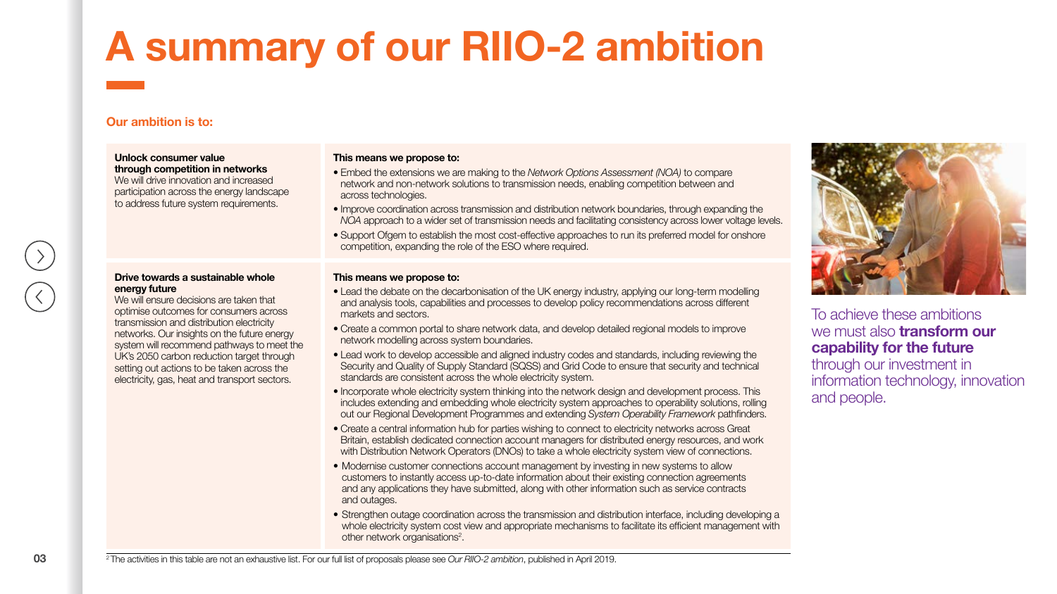# A summary of our RIIO-2 ambition

**Our ambition is to:**

| | |
|---|---|
| **Unlock consumer value through competition in networks**<br>We will drive innovation and increased participation across the energy landscape to address future system requirements. | **This means we propose to:**<br>• Embed the extensions we are making to the *Network Options Assessment (NOA)* to compare network and non-network solutions to transmission needs, enabling competition between and across technologies.<br>• Improve coordination across transmission and distribution network boundaries, through expanding the *NOA* approach to a wider set of transmission needs and facilitating consistency across lower voltage levels.<br>• Support Ofgem to establish the most cost-effective approaches to run its preferred model for onshore competition, expanding the role of the ESO where required. |
| **Drive towards a sustainable whole energy future**<br>We will ensure decisions are taken that optimise outcomes for consumers across transmission and distribution electricity networks. Our insights on the future energy system will recommend pathways to meet the UK's 2050 carbon reduction target through setting out actions to be taken across the electricity, gas, heat and transport sectors. | **This means we propose to:**<br>• Lead the debate on the decarbonisation of the UK energy industry, applying our long-term modelling and analysis tools, capabilities and processes to develop policy recommendations across different markets and sectors.<br>• Create a common portal to share network data, and develop detailed regional models to improve network modelling across system boundaries.<br>• Lead work to develop accessible and aligned industry codes and standards, including reviewing the Security and Quality of Supply Standard (SQSS) and Grid Code to ensure that security and technical standards are consistent across the whole electricity system.<br>• Incorporate whole electricity system thinking into the network design and development process. This includes extending and embedding whole electricity system approaches to operability solutions, rolling out our Regional Development Programmes and extending *System Operability Framework* pathfinders.<br>• Create a central information hub for parties wishing to connect to electricity networks across Great Britain, establish dedicated connection account managers for distributed energy resources, and work with Distribution Network Operators (DNOs) to take a whole electricity system view of connections.<br>• Modernise customer connections account management by investing in new systems to allow customers to instantly access up-to-date information about their existing connection agreements and any applications they have submitted, along with other information such as service contracts and outages.<br>• Strengthen outage coordination across the transmission and distribution interface, including developing a whole electricity system cost view and appropriate mechanisms to facilitate its efficient management with other network organisations[2]. |

To achieve these ambitions we must also **transform our capability for the future** through our investment in information technology, innovation and people.

[2] The activities in this table are not an exhaustive list. For our full list of proposals please see *Our RIIO-2 ambition*, published in April 2019.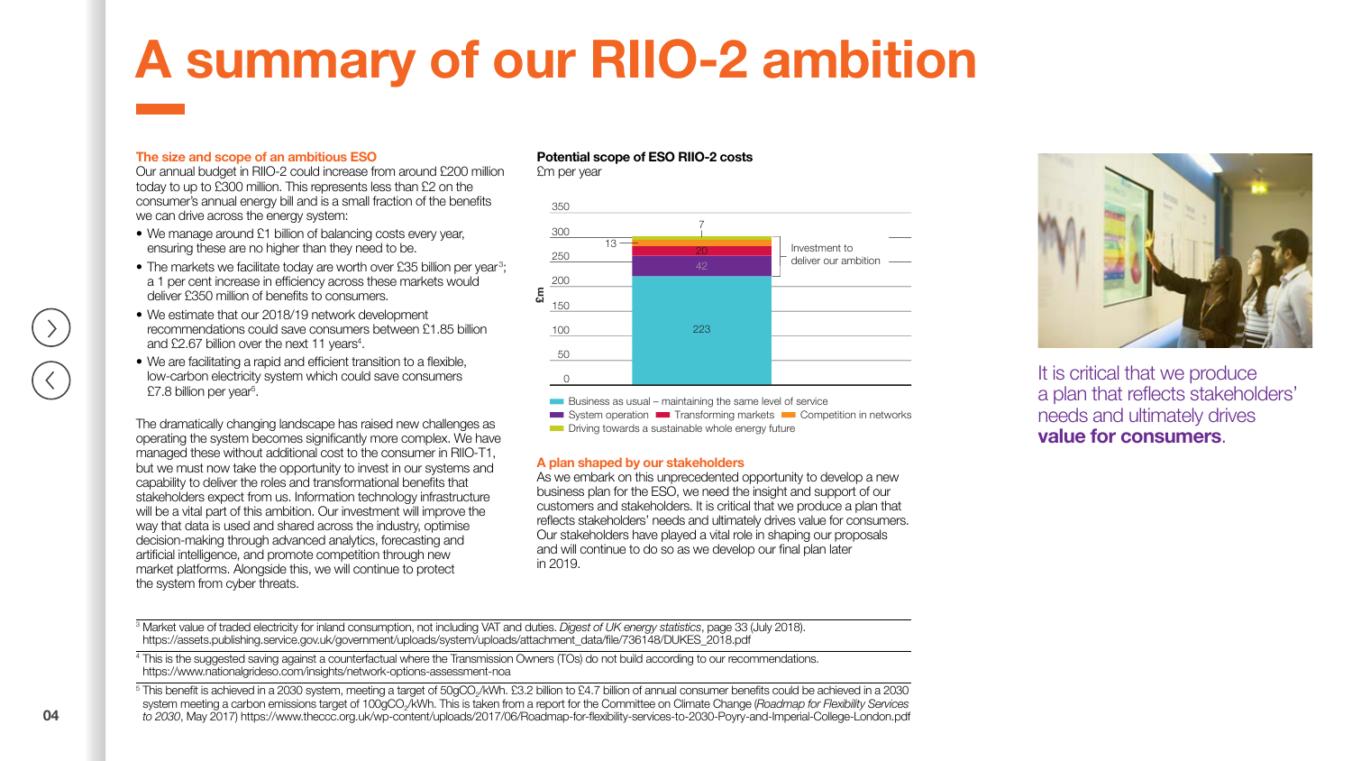# A summary of our RIIO-2 ambition

### The size and scope of an ambitious ESO

Our annual budget in RIIO-2 could increase from around £200 million today to up to £300 million. This represents less than £2 on the consumer's annual energy bill and is a small fraction of the benefits we can drive across the energy system:

- We manage around £1 billion of balancing costs every year, ensuring these are no higher than they need to be.
- The markets we facilitate today are worth over £35 billion per year[3]; a 1 per cent increase in efficiency across these markets would deliver £350 million of benefits to consumers.
- We estimate that our 2018/19 network development recommendations could save consumers between £1.85 billion and £2.67 billion over the next 11 years[4].
- We are facilitating a rapid and efficient transition to a flexible, low-carbon electricity system which could save consumers £7.8 billion per year[5].

The dramatically changing landscape has raised new challenges as operating the system becomes significantly more complex. We have managed these without additional cost to the consumer in RIIO-T1, but we must now take the opportunity to invest in our systems and capability to deliver the roles and transformational benefits that stakeholders expect from us. Information technology infrastructure will be a vital part of this ambition. Our investment will improve the way that data is used and shared across the industry, optimise decision-making through advanced analytics, forecasting and artificial intelligence, and promote competition through new market platforms. Alongside this, we will continue to protect the system from cyber threats.

**Potential scope of ESO RIIO-2 costs**
£m per year

£m
350
300
250
200
150
100
50
0
223
42
20
13
7
Investment to deliver our ambition

Business as usual – maintaining the same level of service
System operation
Transforming markets
Competition in networks
Driving towards a sustainable whole energy future

### A plan shaped by our stakeholders

As we embark on this unprecedented opportunity to develop a new business plan for the ESO, we need the insight and support of our customers and stakeholders. It is critical that we produce a plan that reflects stakeholders' needs and ultimately drives value for consumers. Our stakeholders have played a vital role in shaping our proposals and will continue to do so as we develop our final plan later in 2019.

It is critical that we produce a plan that reflects stakeholders' needs and ultimately drives **value for consumers**.

---

[3] Market value of traded electricity for inland consumption, not including VAT and duties. *Digest of UK energy statistics*, page 33 (July 2018). https://assets.publishing.service.gov.uk/government/uploads/system/uploads/attachment_data/file/736148/DUKES_2018.pdf

[4] This is the suggested saving against a counterfactual where the Transmission Owners (TOs) do not build according to our recommendations. https://www.nationalgrideso.com/insights/network-options-assessment-noa

[5] This benefit is achieved in a 2030 system, meeting a target of 50g$CO_2$/kWh. £3.2 billion to £4.7 billion of annual consumer benefits could be achieved in a 2030 system meeting a carbon emissions target of 100g$CO_2$/kWh. This is taken from a report for the Committee on Climate Change (*Roadmap for Flexibility Services to 2030*, May 2017) https://www.theccc.org.uk/wp-content/uploads/2017/06/Roadmap-for-flexibility-services-to-2030-Poyry-and-Imperial-College-London.pdf